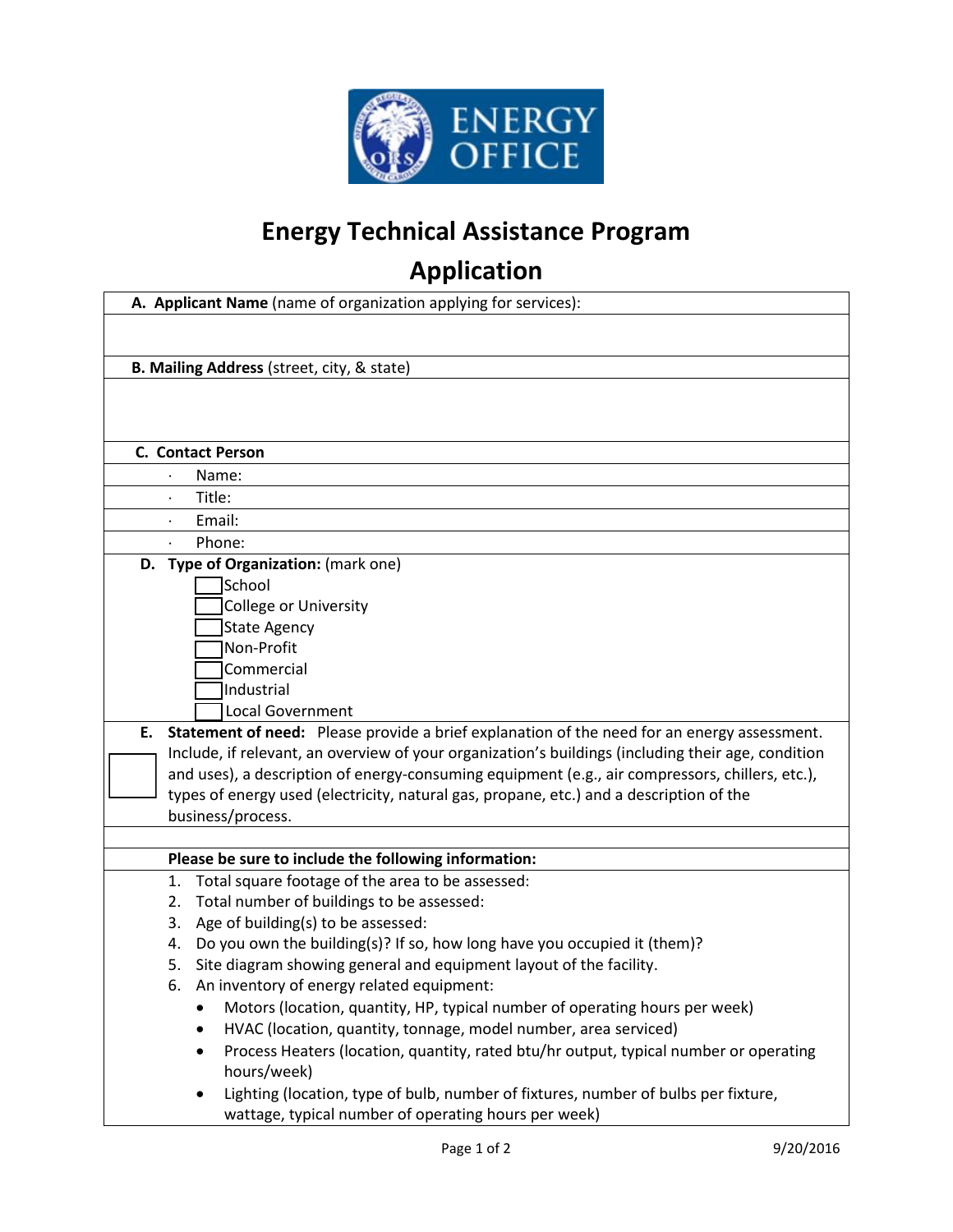# Energy Technical Assistance Program

## Application

**A. Applicant Name** (name of organization applying for services):

**B. Mailing Address** (street, city, & state)

**C. Contact Person**

- Name:
- Title:
- Email:
- Phone:

**D. Type of Organization:** (mark one)

- ☐ School
- ☐ College or University
- ☐ State Agency
- ☐ Non-Profit
- ☐ Commercial
- ☐ Industrial
- ☐ Local Government

**E. Statement of need:** Please provide a brief explanation of the need for an energy assessment. Include, if relevant, an overview of your organization's buildings (including their age, condition and uses), a description of energy-consuming equipment (e.g., air compressors, chillers, etc.), types of energy used (electricity, natural gas, propane, etc.) and a description of the business/process.

**Please be sure to include the following information:**

1. Total square footage of the area to be assessed:
2. Total number of buildings to be assessed:
3. Age of building(s) to be assessed:
4. Do you own the building(s)? If so, how long have you occupied it (them)?
5. Site diagram showing general and equipment layout of the facility.
6. An inventory of energy related equipment:
   - Motors (location, quantity, HP, typical number of operating hours per week)
   - HVAC (location, quantity, tonnage, model number, area serviced)
   - Process Heaters (location, quantity, rated btu/hr output, typical number or operating hours/week)
   - Lighting (location, type of bulb, number of fixtures, number of bulbs per fixture, wattage, typical number of operating hours per week)

9/20/2016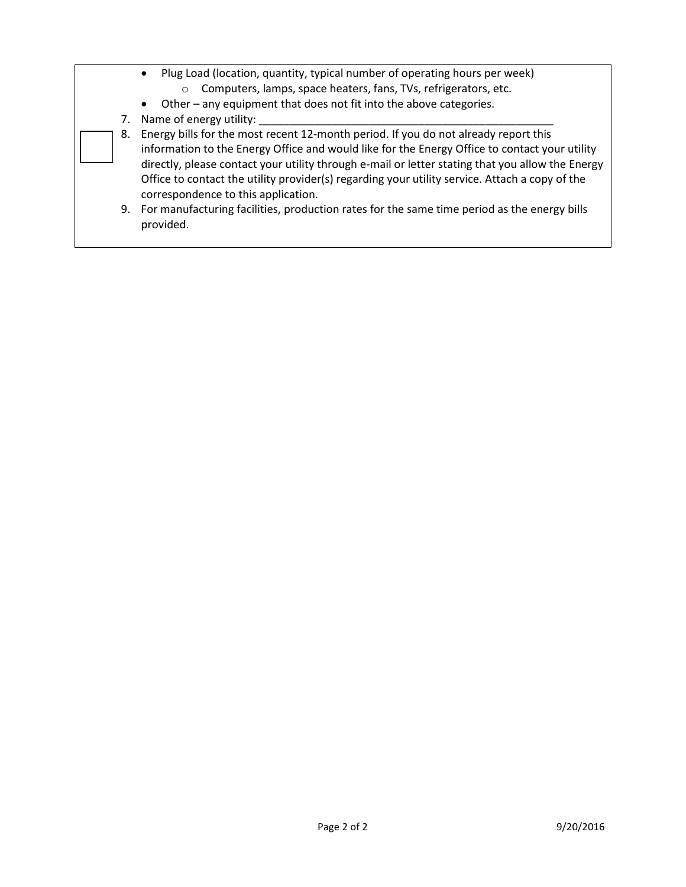- Plug Load (location, quantity, typical number of operating hours per week)
  - Computers, lamps, space heaters, fans, TVs, refrigerators, etc.
- Other – any equipment that does not fit into the above categories.

7. Name of energy utility: ___________________________________________________
8. ☐ Energy bills for the most recent 12-month period. If you do not already report this information to the Energy Office and would like for the Energy Office to contact your utility directly, please contact your utility through e-mail or letter stating that you allow the Energy Office to contact the utility provider(s) regarding your utility service. Attach a copy of the correspondence to this application.
9. For manufacturing facilities, production rates for the same time period as the energy bills provided.

9/20/2016